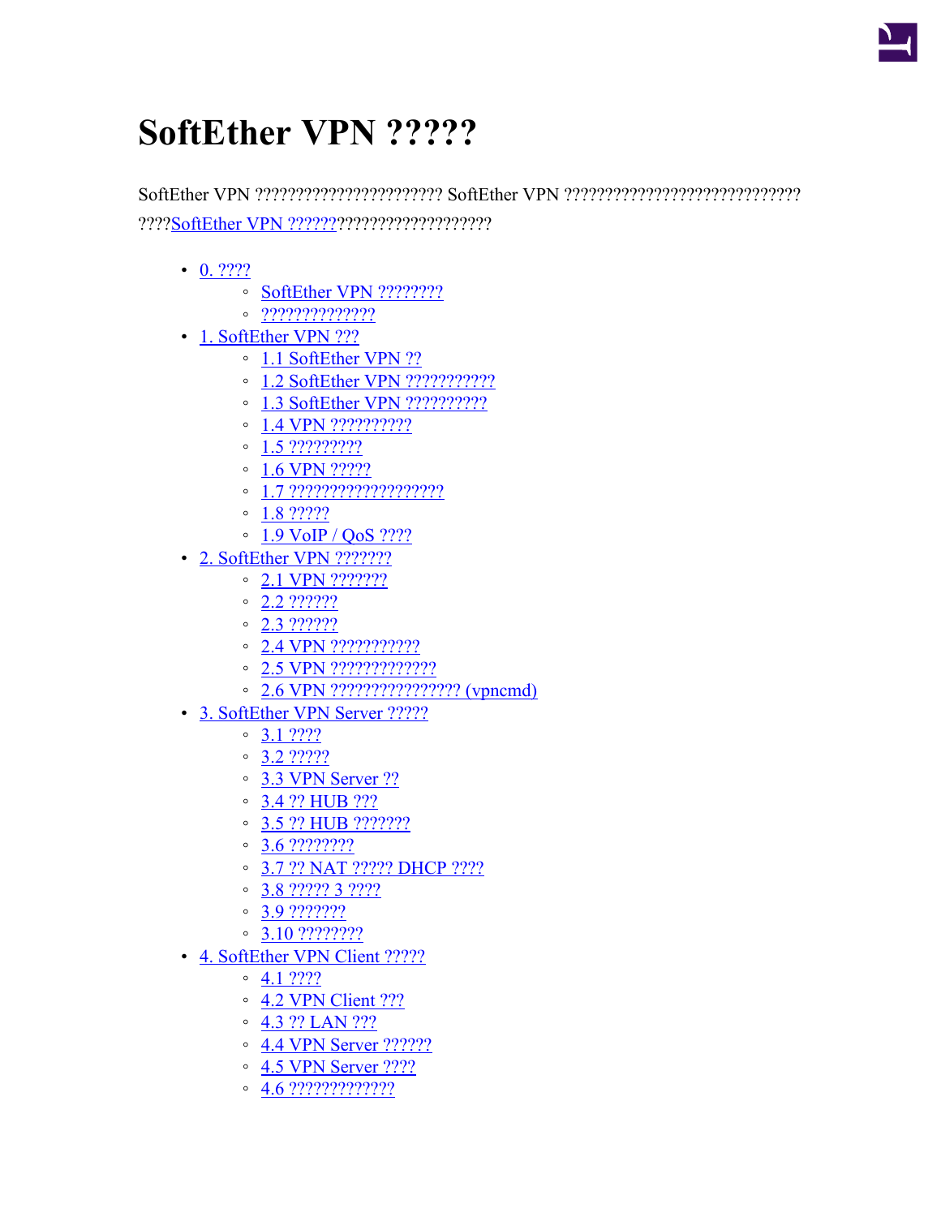# SoftEther VPN ?????

SoftEther VPN ??????????????????????? SoftEther VPN ????????????????????????????? ????SoftEther VPN ?????????????????????????

- 0. ????
  - SoftEther VPN ????????
  - ??????????????
- 1. SoftEther VPN ???
  - 1.1 SoftEther VPN ??
  - 1.2 SoftEther VPN ???????????
  - 1.3 SoftEther VPN ??????????
  - 1.4 VPN ??????????
  - 1.5 ?????????
  - 1.6 VPN ?????
  - 1.7 ???????????????????
  - 1.8 ?????
  - 1.9 VoIP / QoS ????
- 2. SoftEther VPN ???????
  - 2.1 VPN ???????
  - 2.2 ??????
  - 2.3 ??????
  - 2.4 VPN ???????????
  - 2.5 VPN ?????????????
  - 2.6 VPN ???????????????? (vpncmd)
- 3. SoftEther VPN Server ?????
  - 3.1 ????
  - 3.2 ?????
  - 3.3 VPN Server ??
  - 3.4 ?? HUB ???
  - 3.5 ?? HUB ???????
  - 3.6 ????????
  - 3.7 ?? NAT ????? DHCP ????
  - 3.8 ????? 3 ????
  - 3.9 ???????
  - 3.10 ????????
- 4. SoftEther VPN Client ?????
  - 4.1 ????
  - 4.2 VPN Client ???
  - 4.3 ?? LAN ???
  - 4.4 VPN Server ??????
  - 4.5 VPN Server ????
  - 4.6 ?????????????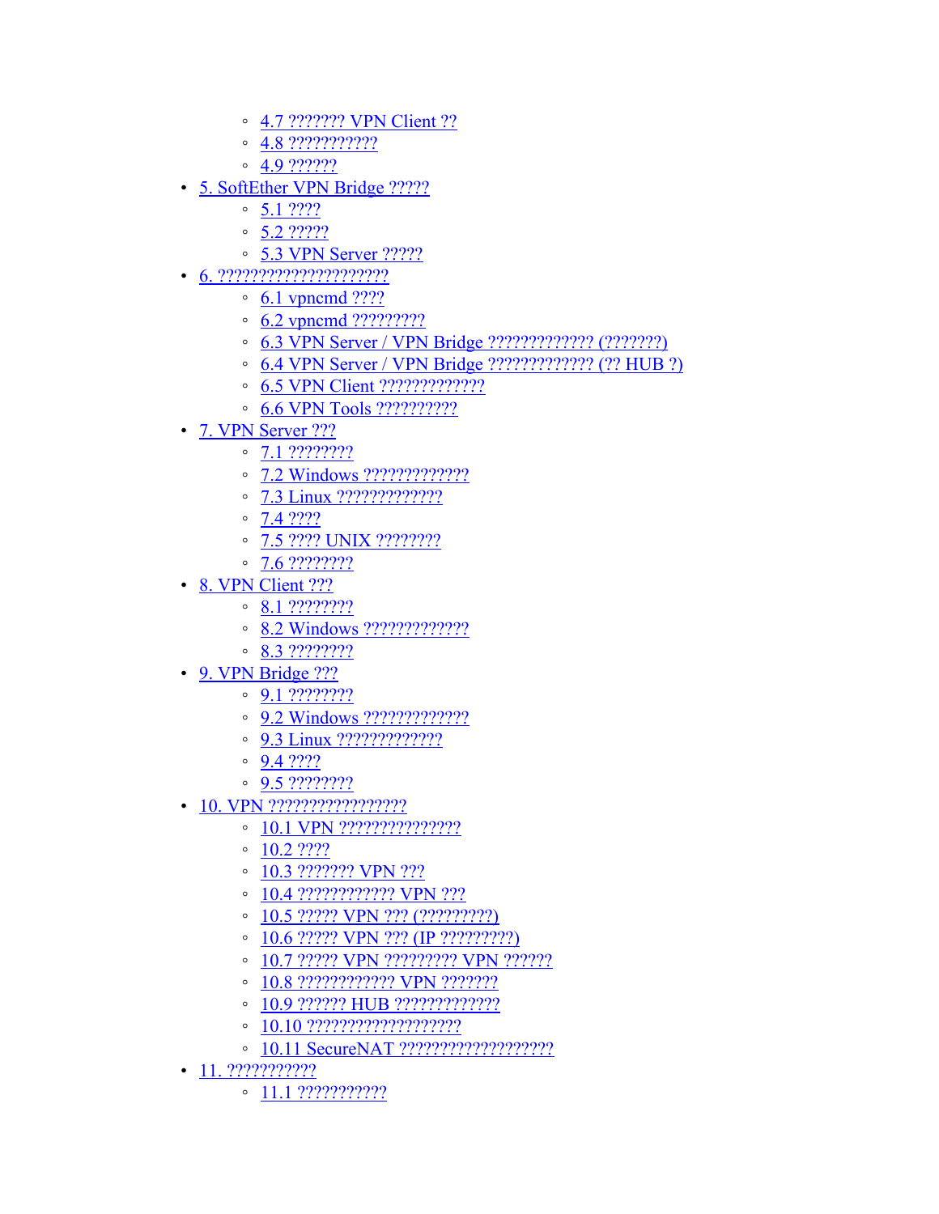- [4.7 ??????? VPN Client ??]()
  - [4.8 ???????????]()
  - [4.9 ??????]()
- [5. SoftEther VPN Bridge ?????]()
  - [5.1 ????]()
  - [5.2 ?????]()
  - [5.3 VPN Server ?????]()
- [6. ????????????????????]()
  - [6.1 vpncmd ????]()
  - [6.2 vpncmd ?????????]()
  - [6.3 VPN Server / VPN Bridge ????????????? (???????)]()
  - [6.4 VPN Server / VPN Bridge ????????????? (?? HUB ?)]()
  - [6.5 VPN Client ?????????????]()
  - [6.6 VPN Tools ??????????]()
- [7. VPN Server ???]()
  - [7.1 ????????]()
  - [7.2 Windows ?????????????]()
  - [7.3 Linux ?????????????]()
  - [7.4 ????]()
  - [7.5 ???? UNIX ????????]()
  - [7.6 ????????]()
- [8. VPN Client ???]()
  - [8.1 ????????]()
  - [8.2 Windows ?????????????]()
  - [8.3 ????????]()
- [9. VPN Bridge ???]()
  - [9.1 ????????]()
  - [9.2 Windows ?????????????]()
  - [9.3 Linux ?????????????]()
  - [9.4 ????]()
  - [9.5 ????????]()
- [10. VPN ?????????????????]()
  - [10.1 VPN ???????????????]()
  - [10.2 ????]()
  - [10.3 ??????? VPN ???]()
  - [10.4 ???????????? VPN ???]()
  - [10.5 ????? VPN ??? (?????????)]()
  - [10.6 ????? VPN ??? (IP ?????????)]()
  - [10.7 ????? VPN ????????? VPN ??????]()
  - [10.8 ???????????? VPN ???????]()
  - [10.9 ?????? HUB ?????????????]()
  - [10.10 ???????????????????]()
  - [10.11 SecureNAT ??????????????????]()
- [11. ???????????]()
  - [11.1 ???????????]()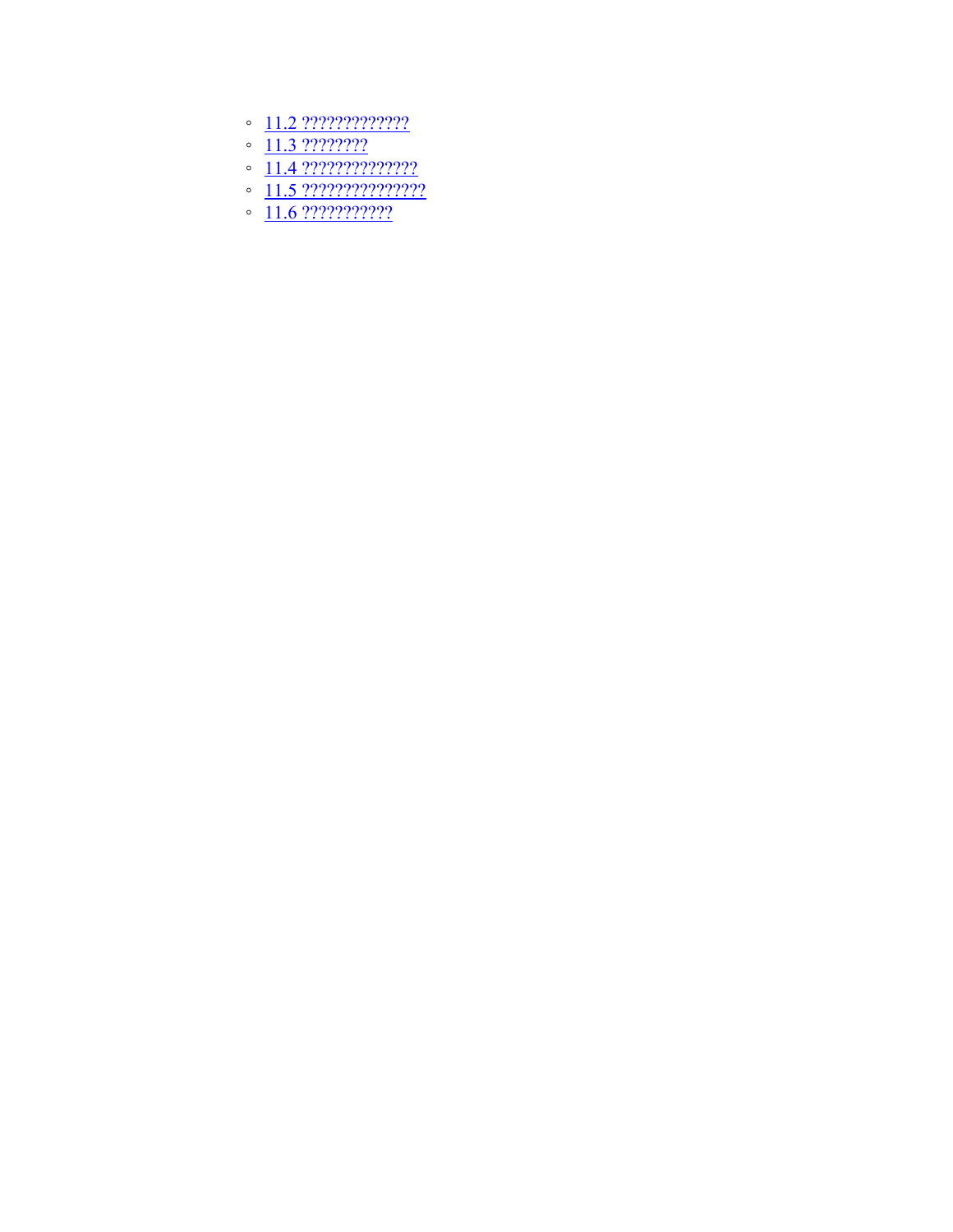- 11.2 ?????????????
- 11.3 ????????
- 11.4 ??????????????
- 11.5 ???????????????
- 11.6 ???????????